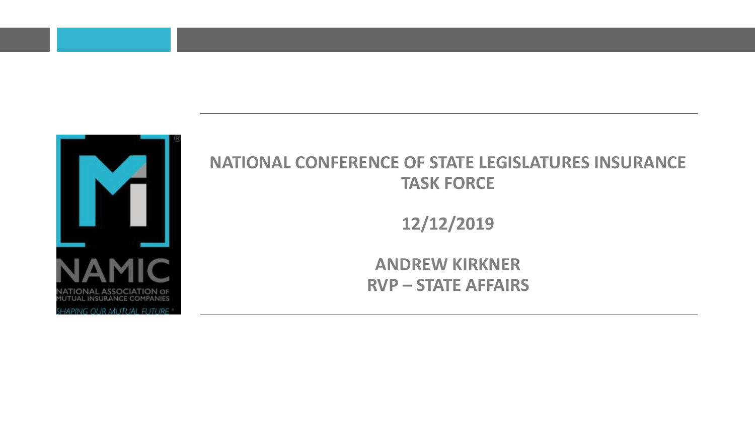# NATIONAL CONFERENCE OF STATE LEGISLATURES INSURANCE TASK FORCE

**12/12/2019**

**ANDREW KIRKNER**
**RVP – STATE AFFAIRS**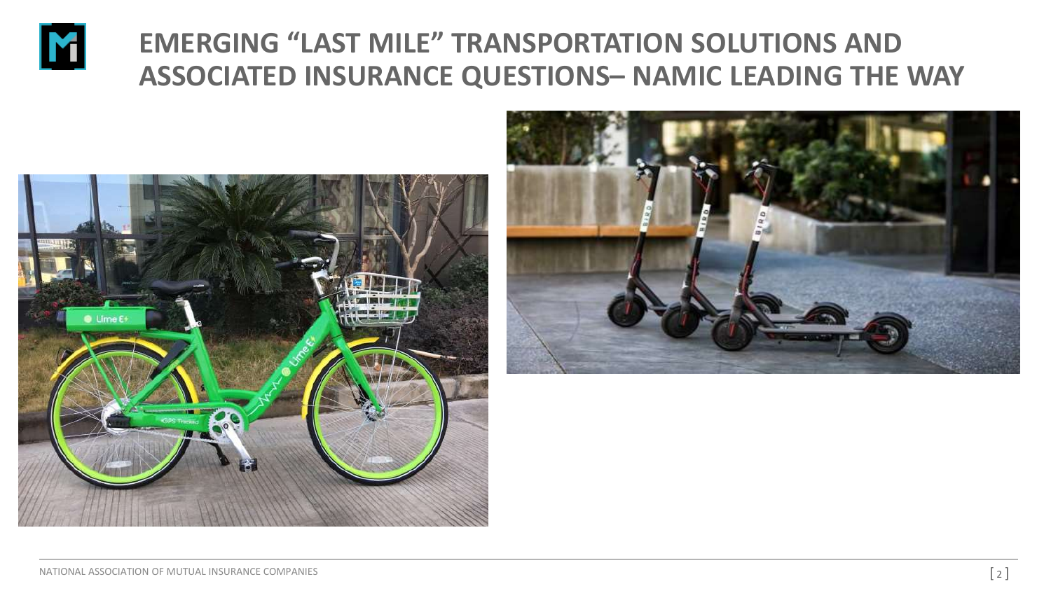# EMERGING "LAST MILE" TRANSPORTATION SOLUTIONS AND ASSOCIATED INSURANCE QUESTIONS– NAMIC LEADING THE WAY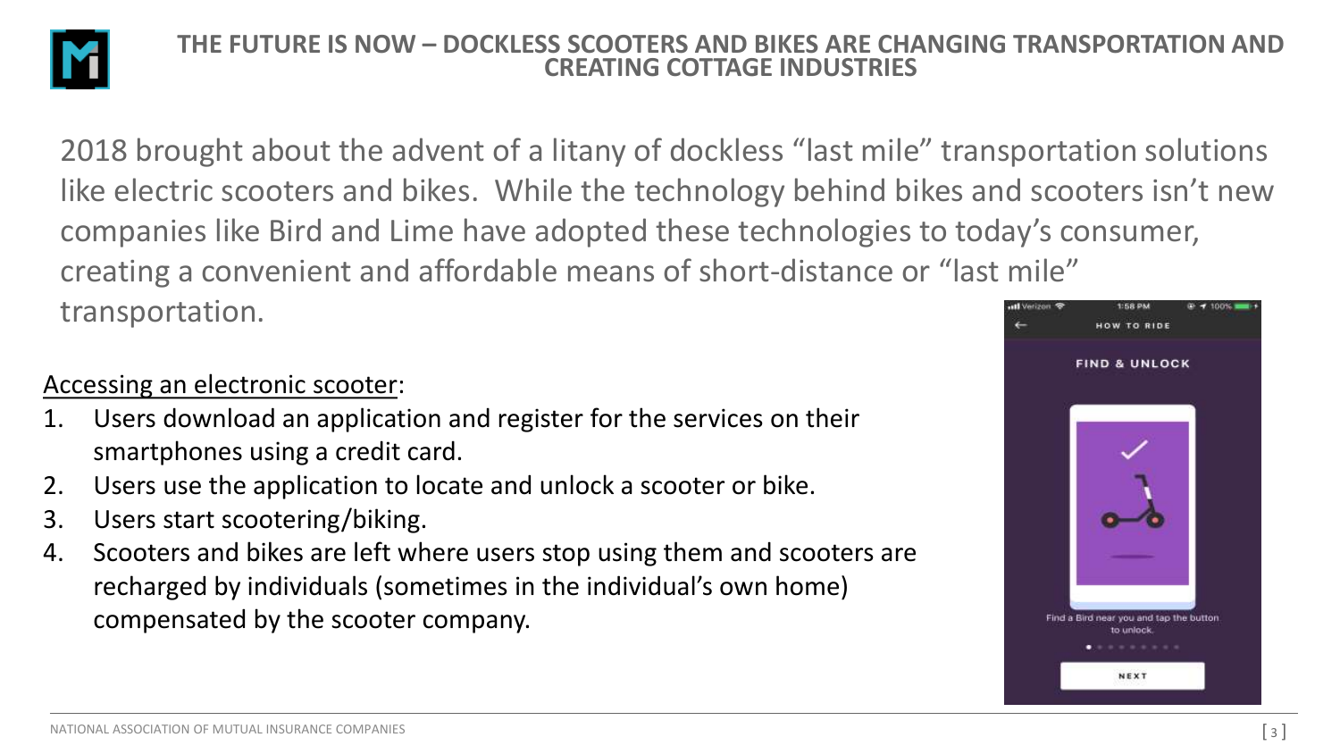# THE FUTURE IS NOW – DOCKLESS SCOOTERS AND BIKES ARE CHANGING TRANSPORTATION AND CREATING COTTAGE INDUSTRIES

2018 brought about the advent of a litany of dockless "last mile" transportation solutions like electric scooters and bikes. While the technology behind bikes and scooters isn't new companies like Bird and Lime have adopted these technologies to today's consumer, creating a convenient and affordable means of short-distance or "last mile" transportation.

Accessing an electronic scooter:

1. Users download an application and register for the services on their smartphones using a credit card.
2. Users use the application to locate and unlock a scooter or bike.
3. Users start scootering/biking.
4. Scooters and bikes are left where users stop using them and scooters are recharged by individuals (sometimes in the individual's own home) compensated by the scooter company.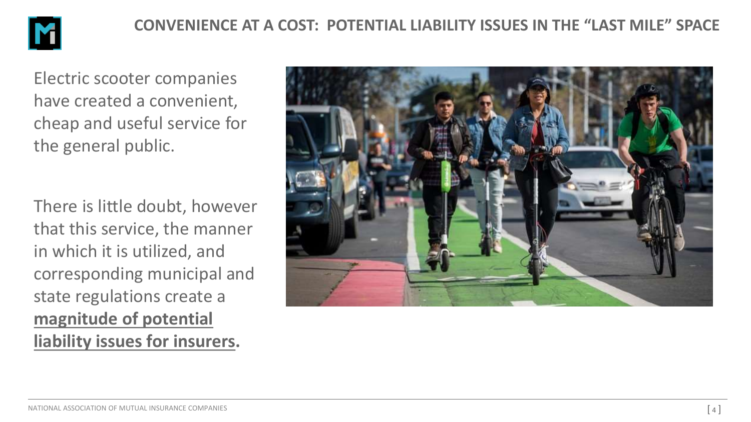# CONVENIENCE AT A COST: POTENTIAL LIABILITY ISSUES IN THE "LAST MILE" SPACE

Electric scooter companies have created a convenient, cheap and useful service for the general public.

There is little doubt, however that this service, the manner in which it is utilized, and corresponding municipal and state regulations create a **magnitude of potential liability issues for insurers.**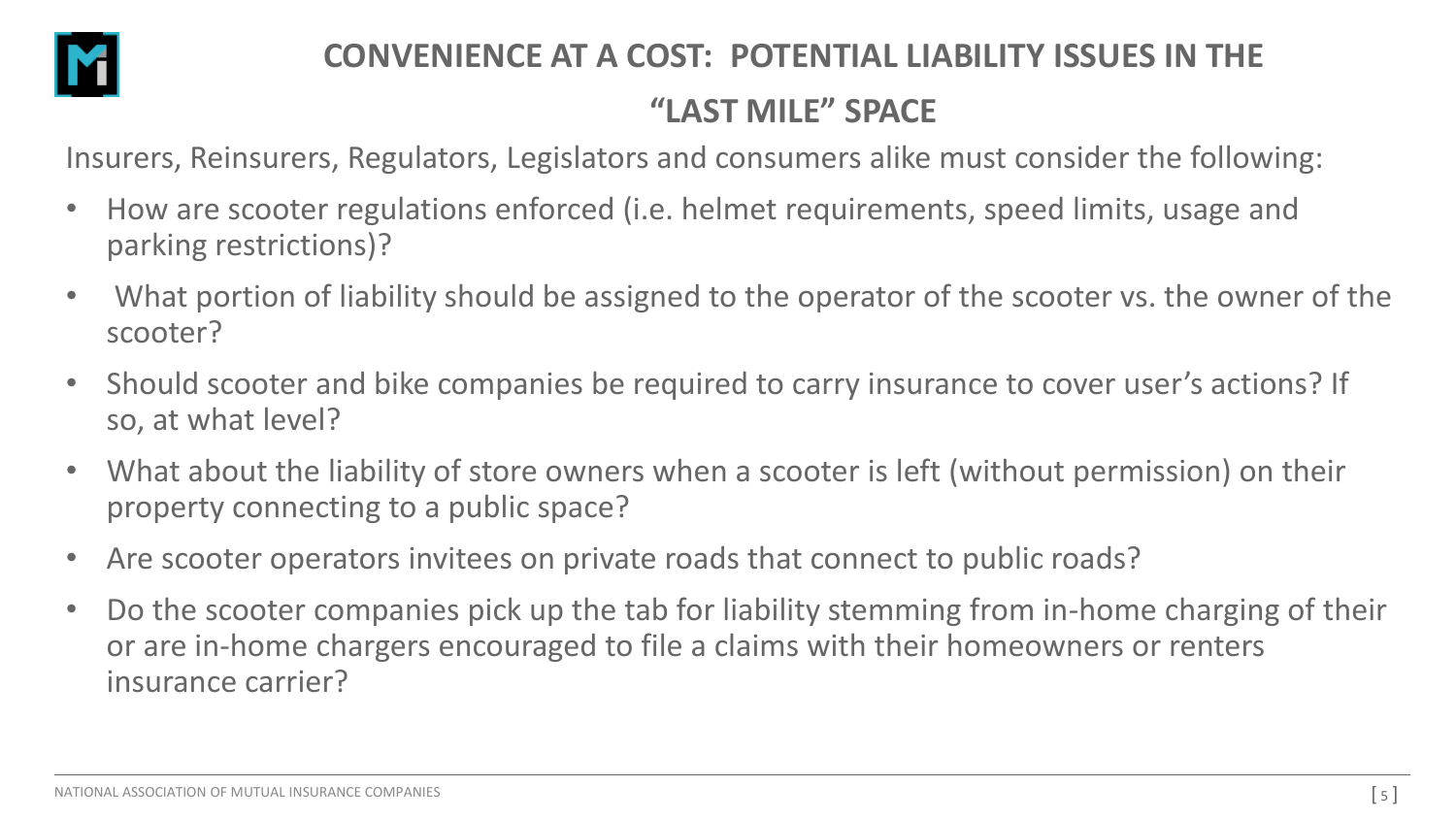# CONVENIENCE AT A COST: POTENTIAL LIABILITY ISSUES IN THE "LAST MILE" SPACE

Insurers, Reinsurers, Regulators, Legislators and consumers alike must consider the following:

- How are scooter regulations enforced (i.e. helmet requirements, speed limits, usage and parking restrictions)?
- What portion of liability should be assigned to the operator of the scooter vs. the owner of the scooter?
- Should scooter and bike companies be required to carry insurance to cover user's actions? If so, at what level?
- What about the liability of store owners when a scooter is left (without permission) on their property connecting to a public space?
- Are scooter operators invitees on private roads that connect to public roads?
- Do the scooter companies pick up the tab for liability stemming from in-home charging of their or are in-home chargers encouraged to file a claims with their homeowners or renters insurance carrier?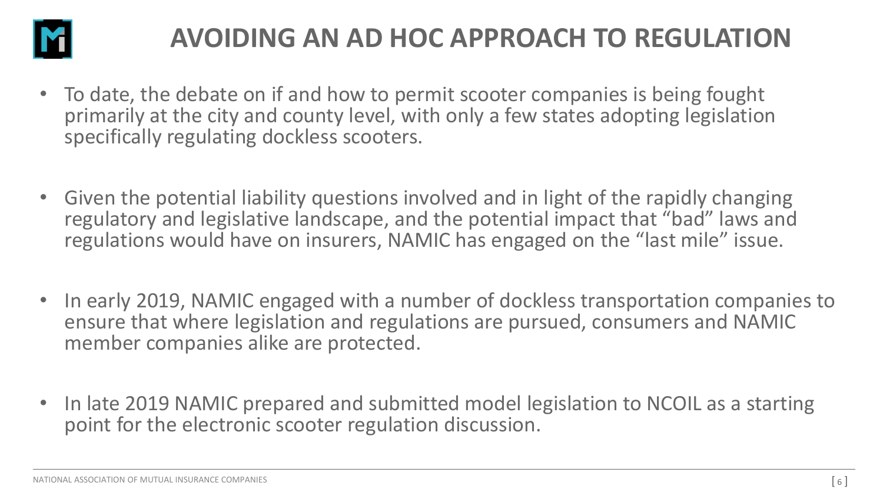# AVOIDING AN AD HOC APPROACH TO REGULATION

- To date, the debate on if and how to permit scooter companies is being fought primarily at the city and county level, with only a few states adopting legislation specifically regulating dockless scooters.

- Given the potential liability questions involved and in light of the rapidly changing regulatory and legislative landscape, and the potential impact that "bad" laws and regulations would have on insurers, NAMIC has engaged on the "last mile" issue.

- In early 2019, NAMIC engaged with a number of dockless transportation companies to ensure that where legislation and regulations are pursued, consumers and NAMIC member companies alike are protected.

- In late 2019 NAMIC prepared and submitted model legislation to NCOIL as a starting point for the electronic scooter regulation discussion.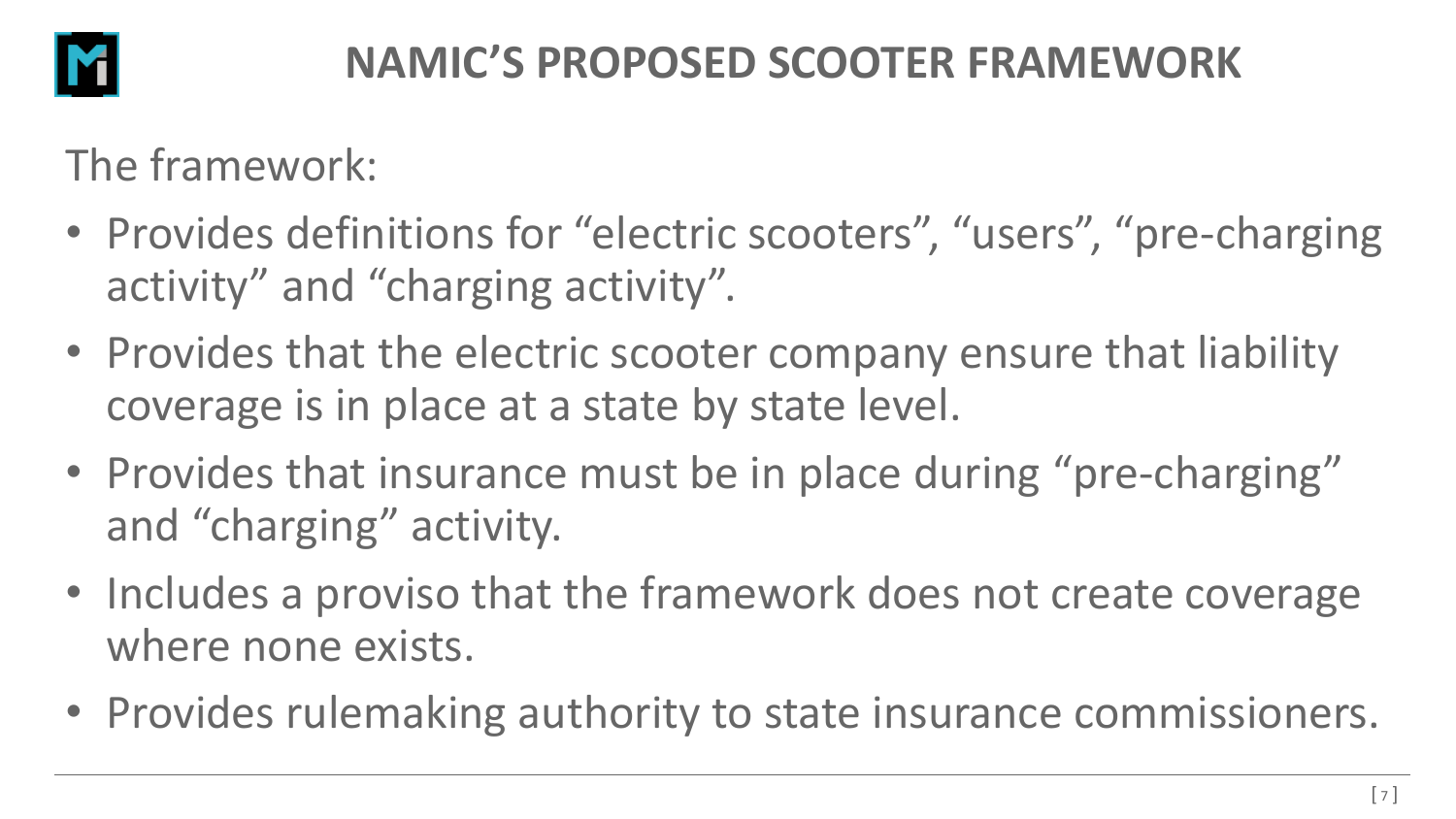# NAMIC'S PROPOSED SCOOTER FRAMEWORK

The framework:

- Provides definitions for "electric scooters", "users", "pre-charging activity" and "charging activity".
- Provides that the electric scooter company ensure that liability coverage is in place at a state by state level.
- Provides that insurance must be in place during "pre-charging" and "charging" activity.
- Includes a proviso that the framework does not create coverage where none exists.
- Provides rulemaking authority to state insurance commissioners.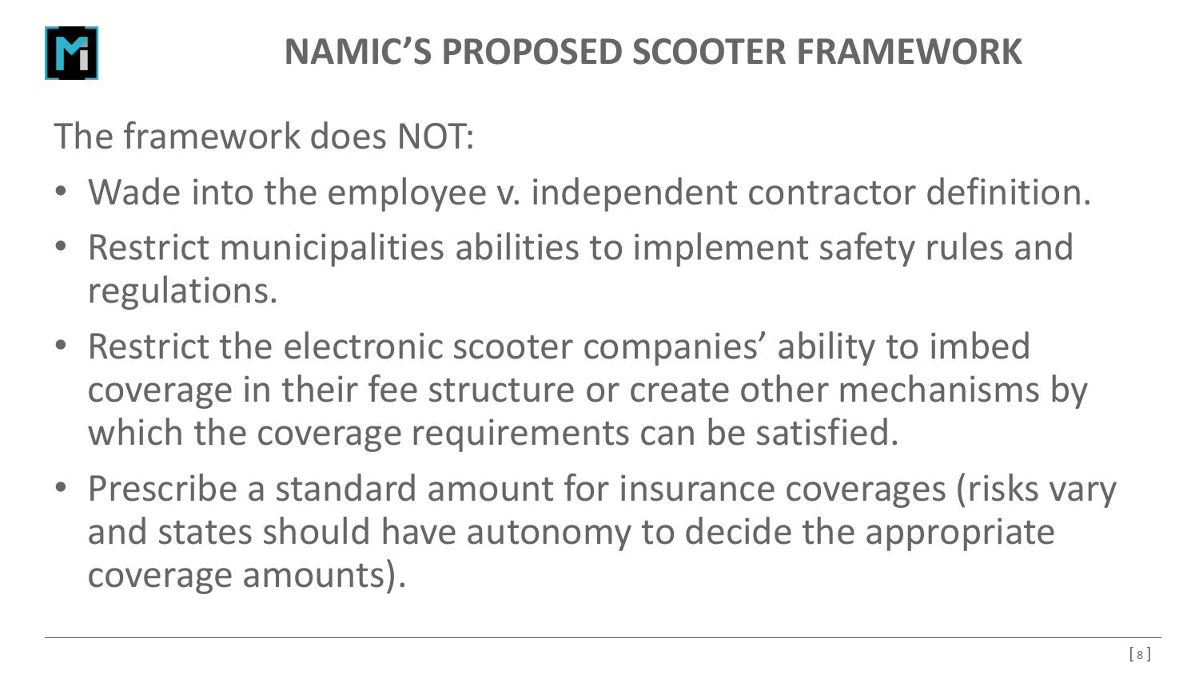# NAMIC'S PROPOSED SCOOTER FRAMEWORK

The framework does NOT:

- Wade into the employee v. independent contractor definition.
- Restrict municipalities abilities to implement safety rules and regulations.
- Restrict the electronic scooter companies' ability to imbed coverage in their fee structure or create other mechanisms by which the coverage requirements can be satisfied.
- Prescribe a standard amount for insurance coverages (risks vary and states should have autonomy to decide the appropriate coverage amounts).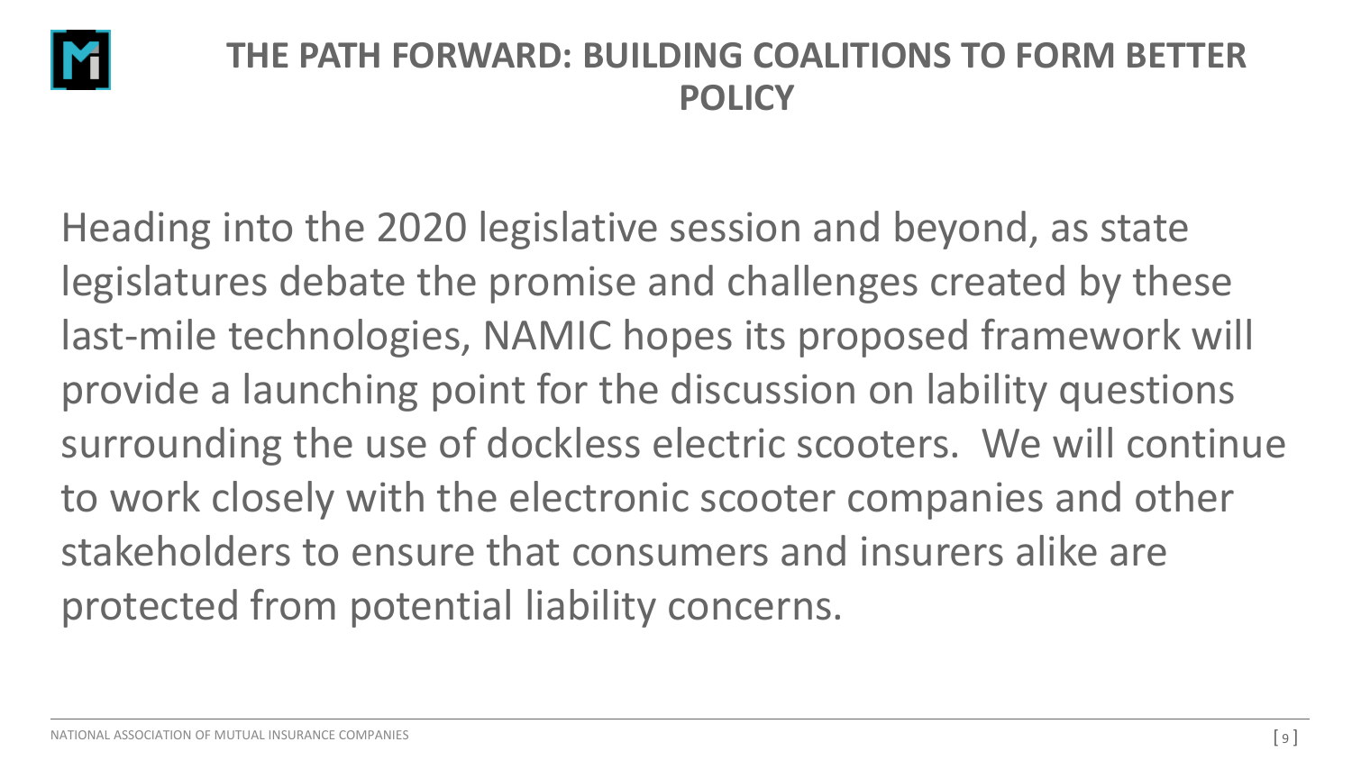# THE PATH FORWARD: BUILDING COALITIONS TO FORM BETTER POLICY

Heading into the 2020 legislative session and beyond, as state legislatures debate the promise and challenges created by these last-mile technologies, NAMIC hopes its proposed framework will provide a launching point for the discussion on lability questions surrounding the use of dockless electric scooters. We will continue to work closely with the electronic scooter companies and other stakeholders to ensure that consumers and insurers alike are protected from potential liability concerns.